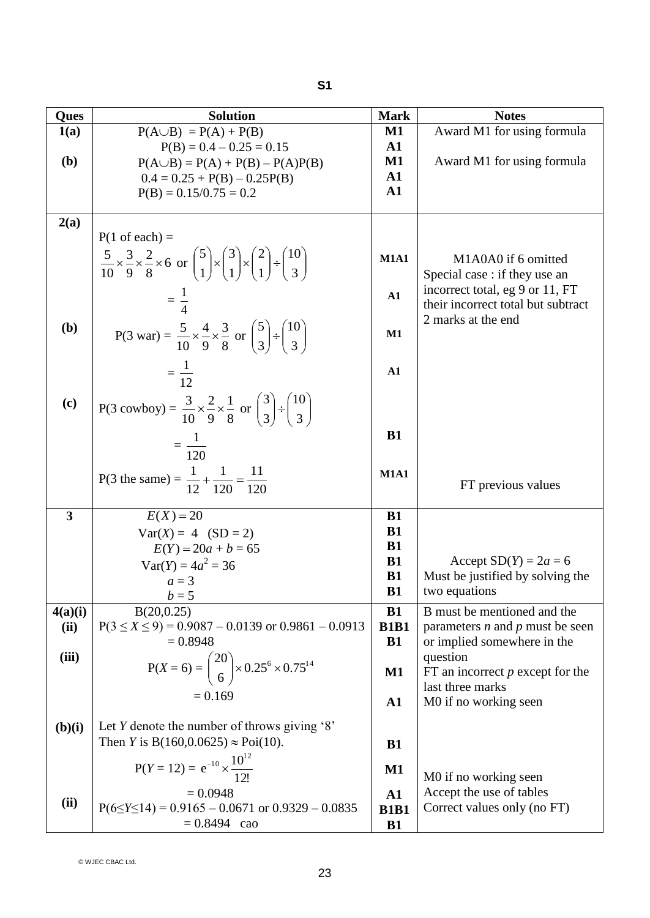# S1

| Ques | Solution | Mark | Notes |
|---|---|---|---|
| 1(a) | $P(A \cup B) = P(A) + P(B)$ | M1 | Award M1 for using formula |
| | $P(B) = 0.4 - 0.25 = 0.15$ | A1 | |
| (b) | $P(A \cup B) = P(A) + P(B) - P(A)P(B)$ | M1 | Award M1 for using formula |
| | $0.4 = 0.25 + P(B) - 0.25P(B)$ | A1 | |
| | $P(B) = 0.15/0.75 = 0.2$ | A1 | |
| 2(a) | P(1 of each) = | | |
| | $\frac{5}{10} \times \frac{3}{9} \times \frac{2}{8} \times 6$ or $\binom{5}{1} \times \binom{3}{1} \times \binom{2}{1} \div \binom{10}{3}$ | M1A1 | M1A0A0 if 6 omitted<br>Special case : if they use an incorrect total, eg 9 or 11, FT their incorrect total but subtract 2 marks at the end |
| | $= \frac{1}{4}$ | A1 | |
| (b) | P(3 war) = $\frac{5}{10} \times \frac{4}{9} \times \frac{3}{8}$ or $\binom{5}{3} \div \binom{10}{3}$ | M1 | |
| | $= \frac{1}{12}$ | A1 | |
| (c) | P(3 cowboy) = $\frac{3}{10} \times \frac{2}{9} \times \frac{1}{8}$ or $\binom{3}{3} \div \binom{10}{3}$ | | |
| | $= \frac{1}{120}$ | B1 | |
| | P(3 the same) = $\frac{1}{12} + \frac{1}{120} = \frac{11}{120}$ | M1A1 | FT previous values |
| 3 | $E(X) = 20$ | B1 | |
| | $\text{Var}(X) = 4$ (SD = 2) | B1 | |
| | $E(Y) = 20a + b = 65$ | B1 | |
| | $\text{Var}(Y) = 4a^2 = 36$ | B1 | Accept SD($Y$) = $2a$ = 6 |
| | $a = 3$ | B1 | Must be justified by solving the two equations |
| | $b = 5$ | B1 | |
| 4(a)(i) | B(20,0.25) | B1 | B must be mentioned and the parameters $n$ and $p$ must be seen or implied somewhere in the question |
| (ii) | $P(3 \le X \le 9) = 0.9087 - 0.0139$ or $0.9861 - 0.0913$ | B1B1 | |
| | $= 0.8948$ | B1 | |
| (iii) | $P(X = 6) = \binom{20}{6} \times 0.25^6 \times 0.75^{14}$ | M1 | FT an incorrect $p$ except for the last three marks<br>M0 if no working seen |
| | $= 0.169$ | A1 | |
| (b)(i) | Let $Y$ denote the number of throws giving '8'<br>Then $Y$ is B(160,0.0625) $\approx$ Poi(10). | B1 | |
| | $P(Y = 12) = e^{-10} \times \frac{10^{12}}{12!}$ | M1 | M0 if no working seen |
| | $= 0.0948$ | A1 | Accept the use of tables |
| (ii) | $P(6 \le Y \le 14) = 0.9165 - 0.0671$ or $0.9329 - 0.0835$ | B1B1 | Correct values only (no FT) |
| | $= 0.8494$ cao | B1 | |

© WJEC CBAC Ltd.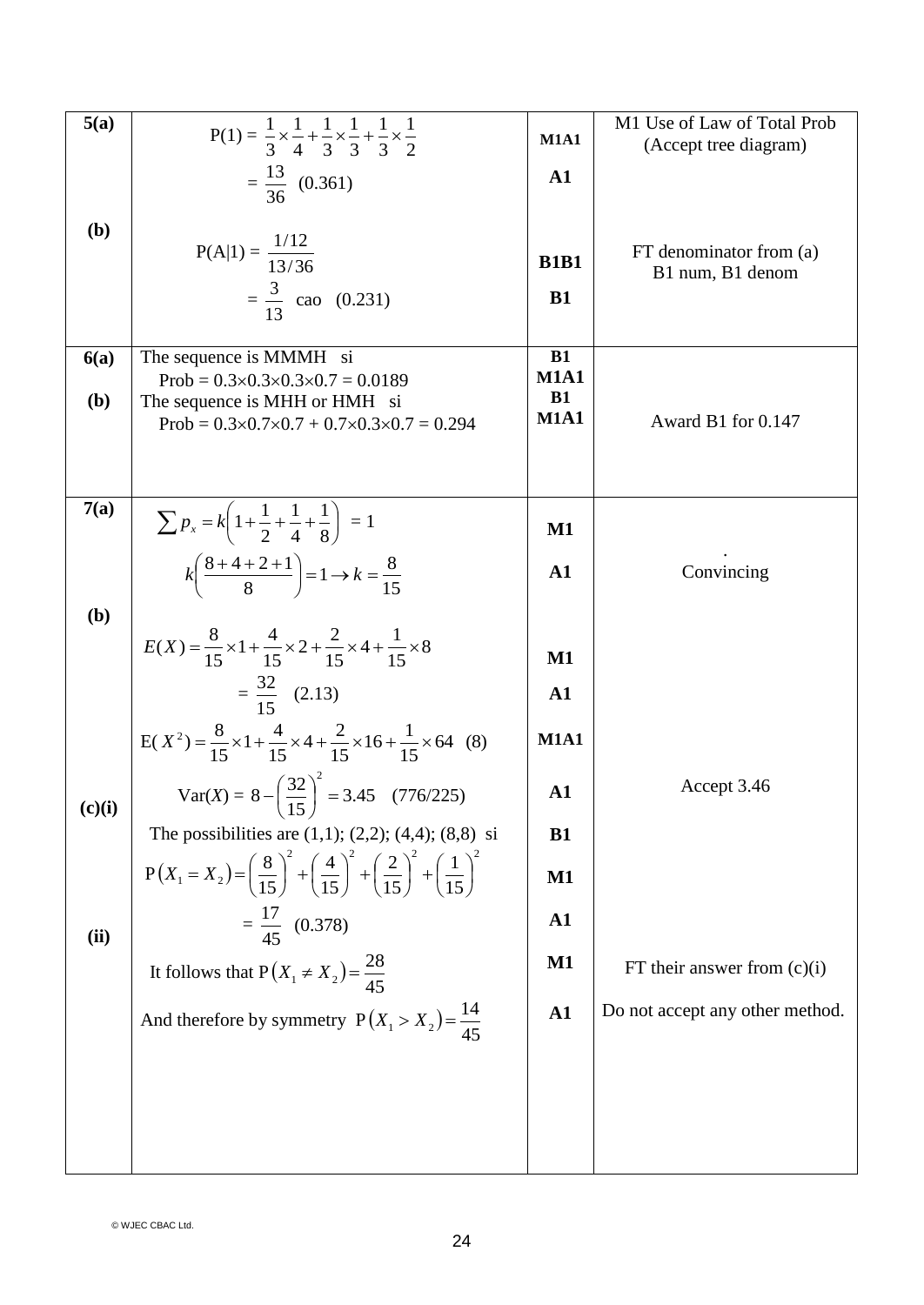| | | | |
|---|---|---|---|
| **5(a)** | $P(1) = \frac{1}{3}\times\frac{1}{4}+\frac{1}{3}\times\frac{1}{3}+\frac{1}{3}\times\frac{1}{2}$<br>$= \frac{13}{36}$ (0.361) | **M1A1**<br>**A1** | M1 Use of Law of Total Prob (Accept tree diagram) |
| **(b)** | $P(A\|1) = \frac{1/12}{13/36}$<br>$= \frac{3}{13}$ cao (0.231) | **B1B1**<br>**B1** | FT denominator from (a)<br>B1 num, B1 denom |
| **6(a)** | The sequence is MMMH si<br>Prob = 0.3×0.3×0.3×0.7 = 0.0189 | **B1**<br>**M1A1** | |
| **(b)** | The sequence is MHH or HMH si<br>Prob = 0.3×0.7×0.7 + 0.7×0.3×0.7 = 0.294 | **B1**<br>**M1A1** | Award B1 for 0.147 |
| **7(a)** | $\sum p_x = k\left(1+\frac{1}{2}+\frac{1}{4}+\frac{1}{8}\right) = 1$<br>$k\left(\frac{8+4+2+1}{8}\right)=1 \rightarrow k=\frac{8}{15}$ | **M1**<br>**A1** | Convincing |
| **(b)** | $E(X)=\frac{8}{15}\times1+\frac{4}{15}\times2+\frac{2}{15}\times4+\frac{1}{15}\times8$<br>$= \frac{32}{15}$ (2.13)<br>$E(X^2)=\frac{8}{15}\times1+\frac{4}{15}\times4+\frac{2}{15}\times16+\frac{1}{15}\times64$ (8)<br>$Var(X) = 8-\left(\frac{32}{15}\right)^2 = 3.45$ (776/225) | **M1**<br>**A1**<br>**M1A1**<br>**A1** | Accept 3.46 |
| **(c)(i)** | The possibilities are (1,1); (2,2); (4,4); (8,8) si<br>$P(X_1 = X_2)=\left(\frac{8}{15}\right)^2+\left(\frac{4}{15}\right)^2+\left(\frac{2}{15}\right)^2+\left(\frac{1}{15}\right)^2$<br>$= \frac{17}{45}$ (0.378) | **B1**<br>**M1**<br>**A1** | |
| **(ii)** | It follows that $P(X_1 \neq X_2)=\frac{28}{45}$<br>And therefore by symmetry $P(X_1 > X_2)=\frac{14}{45}$ | **M1**<br>**A1** | FT their answer from (c)(i)<br>Do not accept any other method. |

© WJEC CBAC Ltd.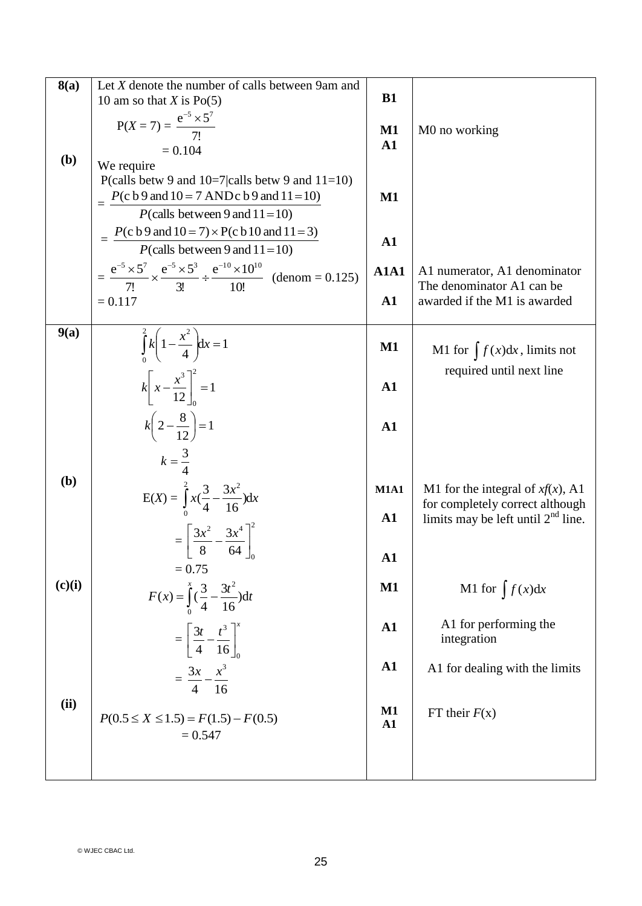| | | | |
|---|---|---|---|
| **8(a)** | Let $X$ denote the number of calls between 9am and 10 am so that $X$ is Po(5) | **B1** | |
| | $\mathrm{P}(X = 7) = \dfrac{\mathrm{e}^{-5} \times 5^7}{7!}$ | **M1** | M0 no working |
| | $= 0.104$ | **A1** | |
| **(b)** | We require P(calls betw 9 and 10=7\|calls betw 9 and 11=10) | | |
| | $= \dfrac{P(\text{c b 9 and 10} = 7 \text{ AND c b 9 and 11} = 10)}{P(\text{calls between 9 and 11} = 10)}$ | **M1** | |
| | $= \dfrac{P(\text{c b 9 and 10} = 7) \times \mathrm{P}(\text{c b 10 and 11} = 3)}{P(\text{calls between 9 and 11} = 10)}$ | **A1** | |
| | $= \dfrac{\mathrm{e}^{-5} \times 5^7}{7!} \times \dfrac{\mathrm{e}^{-5} \times 5^3}{3!} \div \dfrac{\mathrm{e}^{-10} \times 10^{10}}{10!}$ (denom = 0.125) | **A1A1** | A1 numerator, A1 denominator The denominator A1 can be awarded if the M1 is awarded |
| | $= 0.117$ | **A1** | |
| **9(a)** | $\displaystyle\int_0^2 k\left(1 - \frac{x^2}{4}\right)\mathrm{d}x = 1$ | **M1** | M1 for $\int f(x)\mathrm{d}x$, limits not required until next line |
| | $k\left[x - \dfrac{x^3}{12}\right]_0^2 = 1$ | **A1** | |
| | $k\left(2 - \dfrac{8}{12}\right) = 1$ | **A1** | |
| | $k = \dfrac{3}{4}$ | | |
| **(b)** | $\mathrm{E}(X) = \displaystyle\int_0^2 x\left(\frac{3}{4} - \frac{3x^2}{16}\right)\mathrm{d}x$ | **M1A1** | M1 for the integral of $xf(x)$, A1 for completely correct although limits may be left until 2nd line. |
| | $= \left[\dfrac{3x^2}{8} - \dfrac{3x^4}{64}\right]_0^2$ | **A1** | |
| | $= 0.75$ | **A1** | |
| **(c)(i)** | $F(x) = \displaystyle\int_0^x \left(\frac{3}{4} - \frac{3t^2}{16}\right)\mathrm{d}t$ | **M1** | M1 for $\int f(x)\mathrm{d}x$ |
| | $= \left[\dfrac{3t}{4} - \dfrac{t^3}{16}\right]_0^x$ | **A1** | A1 for performing the integration |
| | $= \dfrac{3x}{4} - \dfrac{x^3}{16}$ | **A1** | A1 for dealing with the limits |
| **(ii)** | $P(0.5 \le X \le 1.5) = F(1.5) - F(0.5)$ | **M1** | FT their $F(x)$ |
| | $= 0.547$ | **A1** | |

© WJEC CBAC Ltd.